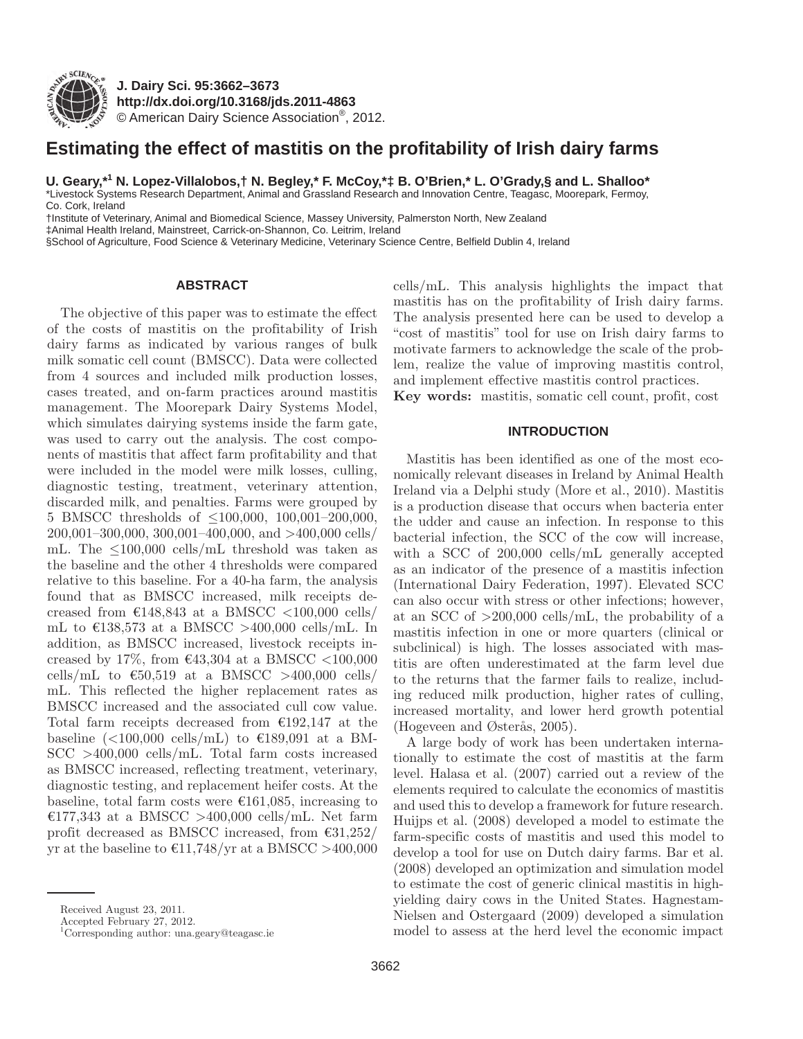# Estimating the effect of mastitis on the profitability of Irish dairy farms

**U. Geary,*[1] N. Lopez-Villalobos,† N. Begley,* F. McCoy,*‡ B. O'Brien,* L. O'Grady,§ and L. Shalloo***

*Livestock Systems Research Department, Animal and Grassland Research and Innovation Centre, Teagasc, Moorepark, Fermoy, Co. Cork, Ireland

†Institute of Veterinary, Animal and Biomedical Science, Massey University, Palmerston North, New Zealand

‡Animal Health Ireland, Mainstreet, Carrick-on-Shannon, Co. Leitrim, Ireland

§School of Agriculture, Food Science & Veterinary Medicine, Veterinary Science Centre, Belfield Dublin 4, Ireland

## ABSTRACT

The objective of this paper was to estimate the effect of the costs of mastitis on the profitability of Irish dairy farms as indicated by various ranges of bulk milk somatic cell count (BMSCC). Data were collected from 4 sources and included milk production losses, cases treated, and on-farm practices around mastitis management. The Moorepark Dairy Systems Model, which simulates dairying systems inside the farm gate, was used to carry out the analysis. The cost components of mastitis that affect farm profitability and that were included in the model were milk losses, culling, diagnostic testing, treatment, veterinary attention, discarded milk, and penalties. Farms were grouped by 5 BMSCC thresholds of ≤100,000, 100,001–200,000, 200,001–300,000, 300,001–400,000, and >400,000 cells/mL. The ≤100,000 cells/mL threshold was taken as the baseline and the other 4 thresholds were compared relative to this baseline. For a 40-ha farm, the analysis found that as BMSCC increased, milk receipts decreased from €148,843 at a BMSCC <100,000 cells/mL to €138,573 at a BMSCC >400,000 cells/mL. In addition, as BMSCC increased, livestock receipts increased by 17%, from €43,304 at a BMSCC <100,000 cells/mL to €50,519 at a BMSCC >400,000 cells/mL. This reflected the higher replacement rates as BMSCC increased and the associated cull cow value. Total farm receipts decreased from €192,147 at the baseline (<100,000 cells/mL) to €189,091 at a BMSCC >400,000 cells/mL. Total farm costs increased as BMSCC increased, reflecting treatment, veterinary, diagnostic testing, and replacement heifer costs. At the baseline, total farm costs were €161,085, increasing to €177,343 at a BMSCC >400,000 cells/mL. Net farm profit decreased as BMSCC increased, from €31,252/yr at the baseline to €11,748/yr at a BMSCC >400,000 cells/mL. This analysis highlights the impact that mastitis has on the profitability of Irish dairy farms. The analysis presented here can be used to develop a "cost of mastitis" tool for use on Irish dairy farms to motivate farmers to acknowledge the scale of the problem, realize the value of improving mastitis control, and implement effective mastitis control practices.

**Key words:** mastitis, somatic cell count, profit, cost

## INTRODUCTION

Mastitis has been identified as one of the most economically relevant diseases in Ireland by Animal Health Ireland via a Delphi study (More et al., 2010). Mastitis is a production disease that occurs when bacteria enter the udder and cause an infection. In response to this bacterial infection, the SCC of the cow will increase, with a SCC of 200,000 cells/mL generally accepted as an indicator of the presence of a mastitis infection (International Dairy Federation, 1997). Elevated SCC can also occur with stress or other infections; however, at an SCC of >200,000 cells/mL, the probability of a mastitis infection in one or more quarters (clinical or subclinical) is high. The losses associated with mastitis are often underestimated at the farm level due to the returns that the farmer fails to realize, including reduced milk production, higher rates of culling, increased mortality, and lower herd growth potential (Hogeveen and Østerås, 2005).

A large body of work has been undertaken internationally to estimate the cost of mastitis at the farm level. Halasa et al. (2007) carried out a review of the elements required to calculate the economics of mastitis and used this to develop a framework for future research. Huijps et al. (2008) developed a model to estimate the farm-specific costs of mastitis and used this model to develop a tool for use on Dutch dairy farms. Bar et al. (2008) developed an optimization and simulation model to estimate the cost of generic clinical mastitis in high-yielding dairy cows in the United States. Hagnestam-Nielsen and Ostergaard (2009) developed a simulation model to assess at the herd level the economic impact

Received August 23, 2011.

Accepted February 27, 2012.

[1]Corresponding author: una.geary@teagasc.ie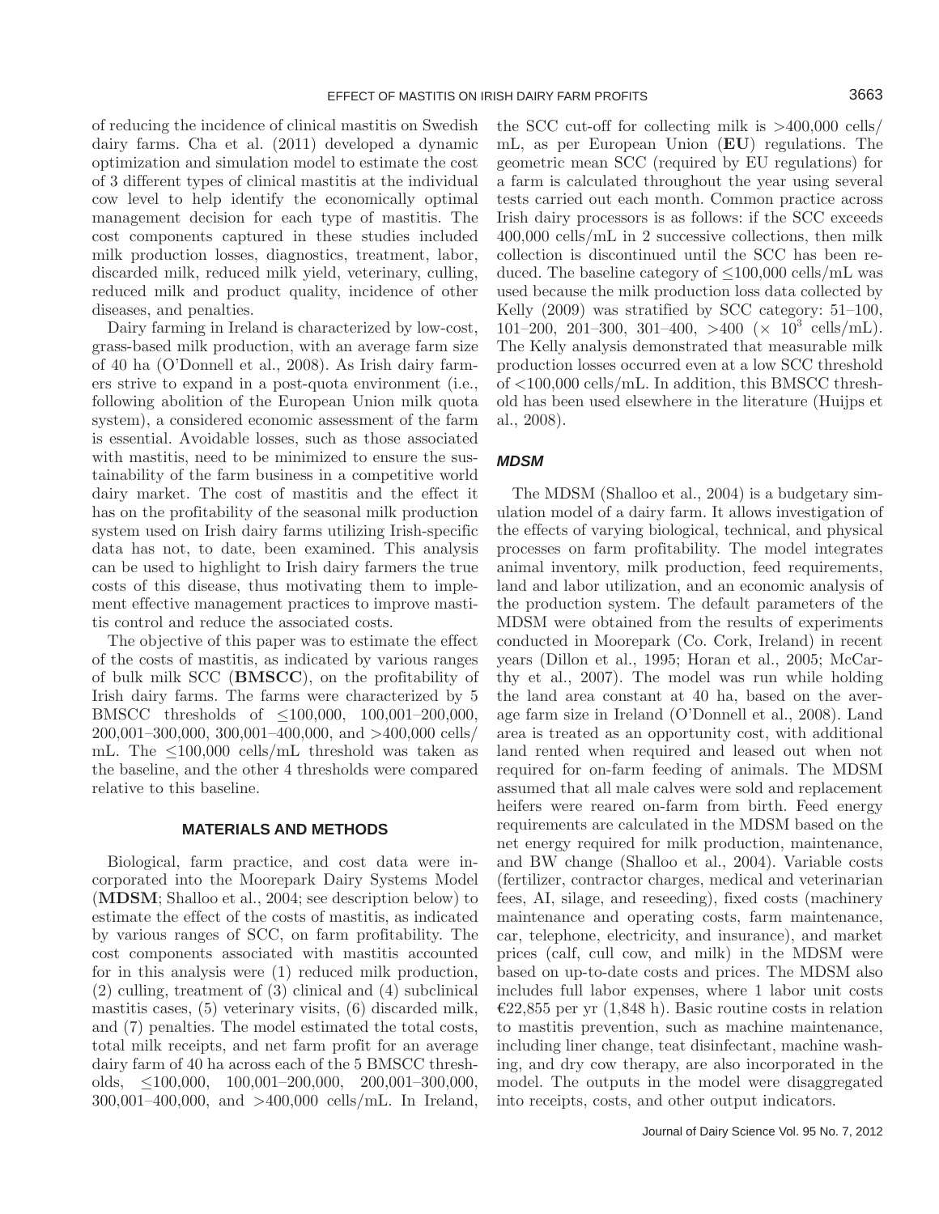of reducing the incidence of clinical mastitis on Swedish dairy farms. Cha et al. (2011) developed a dynamic optimization and simulation model to estimate the cost of 3 different types of clinical mastitis at the individual cow level to help identify the economically optimal management decision for each type of mastitis. The cost components captured in these studies included milk production losses, diagnostics, treatment, labor, discarded milk, reduced milk yield, veterinary, culling, reduced milk and product quality, incidence of other diseases, and penalties.

Dairy farming in Ireland is characterized by low-cost, grass-based milk production, with an average farm size of 40 ha (O'Donnell et al., 2008). As Irish dairy farmers strive to expand in a post-quota environment (i.e., following abolition of the European Union milk quota system), a considered economic assessment of the farm is essential. Avoidable losses, such as those associated with mastitis, need to be minimized to ensure the sustainability of the farm business in a competitive world dairy market. The cost of mastitis and the effect it has on the profitability of the seasonal milk production system used on Irish dairy farms utilizing Irish-specific data has not, to date, been examined. This analysis can be used to highlight to Irish dairy farmers the true costs of this disease, thus motivating them to implement effective management practices to improve mastitis control and reduce the associated costs.

The objective of this paper was to estimate the effect of the costs of mastitis, as indicated by various ranges of bulk milk SCC (**BMSCC**), on the profitability of Irish dairy farms. The farms were characterized by 5 BMSCC thresholds of ≤100,000, 100,001–200,000, 200,001–300,000, 300,001–400,000, and >400,000 cells/mL. The ≤100,000 cells/mL threshold was taken as the baseline, and the other 4 thresholds were compared relative to this baseline.

## MATERIALS AND METHODS

Biological, farm practice, and cost data were incorporated into the Moorepark Dairy Systems Model (**MDSM**; Shalloo et al., 2004; see description below) to estimate the effect of the costs of mastitis, as indicated by various ranges of SCC, on farm profitability. The cost components associated with mastitis accounted for in this analysis were (1) reduced milk production, (2) culling, treatment of (3) clinical and (4) subclinical mastitis cases, (5) veterinary visits, (6) discarded milk, and (7) penalties. The model estimated the total costs, total milk receipts, and net farm profit for an average dairy farm of 40 ha across each of the 5 BMSCC thresholds, ≤100,000, 100,001–200,000, 200,001–300,000, 300,001–400,000, and >400,000 cells/mL. In Ireland, the SCC cut-off for collecting milk is >400,000 cells/mL, as per European Union (**EU**) regulations. The geometric mean SCC (required by EU regulations) for a farm is calculated throughout the year using several tests carried out each month. Common practice across Irish dairy processors is as follows: if the SCC exceeds 400,000 cells/mL in 2 successive collections, then milk collection is discontinued until the SCC has been reduced. The baseline category of ≤100,000 cells/mL was used because the milk production loss data collected by Kelly (2009) was stratified by SCC category: 51–100, 101–200, 201–300, 301–400, >400 ($\times$ $10^3$ cells/mL). The Kelly analysis demonstrated that measurable milk production losses occurred even at a low SCC threshold of <100,000 cells/mL. In addition, this BMSCC threshold has been used elsewhere in the literature (Huijps et al., 2008).

### *MDSM*

The MDSM (Shalloo et al., 2004) is a budgetary simulation model of a dairy farm. It allows investigation of the effects of varying biological, technical, and physical processes on farm profitability. The model integrates animal inventory, milk production, feed requirements, land and labor utilization, and an economic analysis of the production system. The default parameters of the MDSM were obtained from the results of experiments conducted in Moorepark (Co. Cork, Ireland) in recent years (Dillon et al., 1995; Horan et al., 2005; McCarthy et al., 2007). The model was run while holding the land area constant at 40 ha, based on the average farm size in Ireland (O'Donnell et al., 2008). Land area is treated as an opportunity cost, with additional land rented when required and leased out when not required for on-farm feeding of animals. The MDSM assumed that all male calves were sold and replacement heifers were reared on-farm from birth. Feed energy requirements are calculated in the MDSM based on the net energy required for milk production, maintenance, and BW change (Shalloo et al., 2004). Variable costs (fertilizer, contractor charges, medical and veterinarian fees, AI, silage, and reseeding), fixed costs (machinery maintenance and operating costs, farm maintenance, car, telephone, electricity, and insurance), and market prices (calf, cull cow, and milk) in the MDSM were based on up-to-date costs and prices. The MDSM also includes full labor expenses, where 1 labor unit costs €22,855 per yr (1,848 h). Basic routine costs in relation to mastitis prevention, such as machine maintenance, including liner change, teat disinfectant, machine washing, and dry cow therapy, are also incorporated in the model. The outputs in the model were disaggregated into receipts, costs, and other output indicators.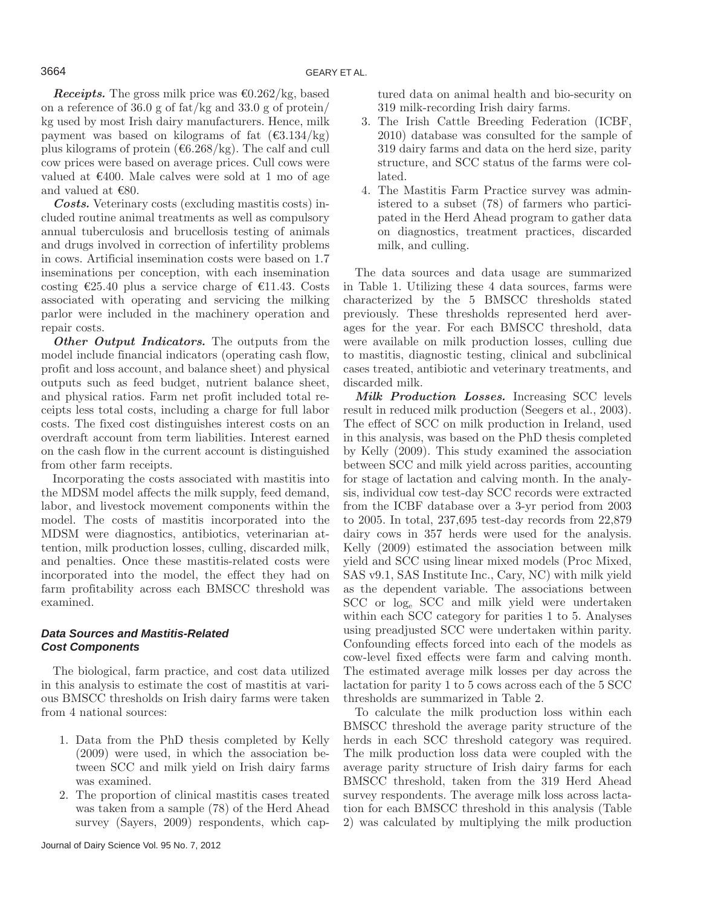***Receipts.*** The gross milk price was €0.262/kg, based on a reference of 36.0 g of fat/kg and 33.0 g of protein/kg used by most Irish dairy manufacturers. Hence, milk payment was based on kilograms of fat (€3.134/kg) plus kilograms of protein (€6.268/kg). The calf and cull cow prices were based on average prices. Cull cows were valued at €400. Male calves were sold at 1 mo of age and valued at €80.

***Costs.*** Veterinary costs (excluding mastitis costs) included routine animal treatments as well as compulsory annual tuberculosis and brucellosis testing of animals and drugs involved in correction of infertility problems in cows. Artificial insemination costs were based on 1.7 inseminations per conception, with each insemination costing €25.40 plus a service charge of €11.43. Costs associated with operating and servicing the milking parlor were included in the machinery operation and repair costs.

***Other Output Indicators.*** The outputs from the model include financial indicators (operating cash flow, profit and loss account, and balance sheet) and physical outputs such as feed budget, nutrient balance sheet, and physical ratios. Farm net profit included total receipts less total costs, including a charge for full labor costs. The fixed cost distinguishes interest costs on an overdraft account from term liabilities. Interest earned on the cash flow in the current account is distinguished from other farm receipts.

Incorporating the costs associated with mastitis into the MDSM model affects the milk supply, feed demand, labor, and livestock movement components within the model. The costs of mastitis incorporated into the MDSM were diagnostics, antibiotics, veterinarian attention, milk production losses, culling, discarded milk, and penalties. Once these mastitis-related costs were incorporated into the model, the effect they had on farm profitability across each BMSCC threshold was examined.

### Data Sources and Mastitis-Related Cost Components

The biological, farm practice, and cost data utilized in this analysis to estimate the cost of mastitis at various BMSCC thresholds on Irish dairy farms were taken from 4 national sources:

1. Data from the PhD thesis completed by Kelly (2009) were used, in which the association between SCC and milk yield on Irish dairy farms was examined.
2. The proportion of clinical mastitis cases treated was taken from a sample (78) of the Herd Ahead survey (Sayers, 2009) respondents, which captured data on animal health and bio-security on 319 milk-recording Irish dairy farms.
3. The Irish Cattle Breeding Federation (ICBF, 2010) database was consulted for the sample of 319 dairy farms and data on the herd size, parity structure, and SCC status of the farms were collated.
4. The Mastitis Farm Practice survey was administered to a subset (78) of farmers who participated in the Herd Ahead program to gather data on diagnostics, treatment practices, discarded milk, and culling.

The data sources and data usage are summarized in Table 1. Utilizing these 4 data sources, farms were characterized by the 5 BMSCC thresholds stated previously. These thresholds represented herd averages for the year. For each BMSCC threshold, data were available on milk production losses, culling due to mastitis, diagnostic testing, clinical and subclinical cases treated, antibiotic and veterinary treatments, and discarded milk.

***Milk Production Losses.*** Increasing SCC levels result in reduced milk production (Seegers et al., 2003). The effect of SCC on milk production in Ireland, used in this analysis, was based on the PhD thesis completed by Kelly (2009). This study examined the association between SCC and milk yield across parities, accounting for stage of lactation and calving month. In the analysis, individual cow test-day SCC records were extracted from the ICBF database over a 3-yr period from 2003 to 2005. In total, 237,695 test-day records from 22,879 dairy cows in 357 herds were used for the analysis. Kelly (2009) estimated the association between milk yield and SCC using linear mixed models (Proc Mixed, SAS v9.1, SAS Institute Inc., Cary, NC) with milk yield as the dependent variable. The associations between SCC or $\log_e$ SCC and milk yield were undertaken within each SCC category for parities 1 to 5. Analyses using preadjusted SCC were undertaken within parity. Confounding effects forced into each of the models as cow-level fixed effects were farm and calving month. The estimated average milk losses per day across the lactation for parity 1 to 5 cows across each of the 5 SCC thresholds are summarized in Table 2.

To calculate the milk production loss within each BMSCC threshold the average parity structure of the herds in each SCC threshold category was required. The milk production loss data were coupled with the average parity structure of Irish dairy farms for each BMSCC threshold, taken from the 319 Herd Ahead survey respondents. The average milk loss across lactation for each BMSCC threshold in this analysis (Table 2) was calculated by multiplying the milk production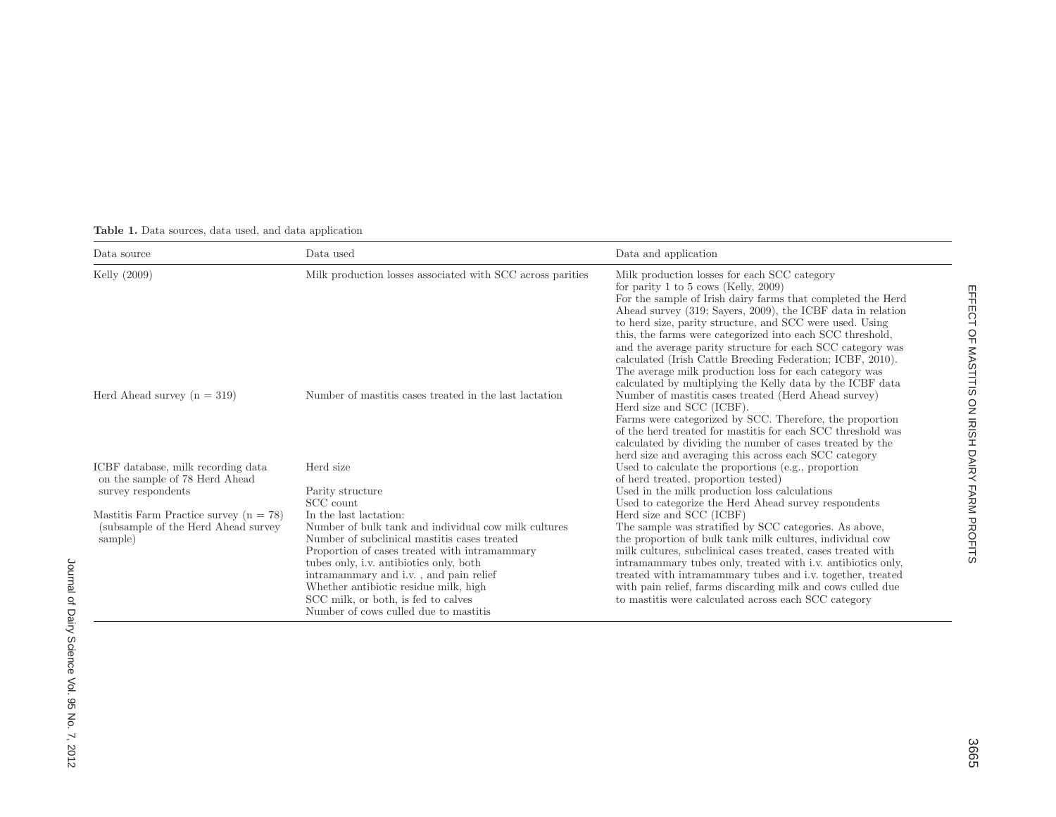**Table 1.** Data sources, data used, and data application

| Data source | Data used | Data and application |
|---|---|---|
| Kelly (2009) | Milk production losses associated with SCC across parities | Milk production losses for each SCC category for parity 1 to 5 cows (Kelly, 2009)<br>For the sample of Irish dairy farms that completed the Herd Ahead survey (319; Sayers, 2009), the ICBF data in relation to herd size, parity structure, and SCC were used. Using this, the farms were categorized into each SCC threshold, and the average parity structure for each SCC category was calculated (Irish Cattle Breeding Federation; ICBF, 2010). The average milk production loss for each category was calculated by multiplying the Kelly data by the ICBF data |
| Herd Ahead survey (n = 319) | Number of mastitis cases treated in the last lactation | Number of mastitis cases treated (Herd Ahead survey)<br>Herd size and SCC (ICBF).<br>Farms were categorized by SCC. Therefore, the proportion of the herd treated for mastitis for each SCC threshold was calculated by dividing the number of cases treated by the herd size and averaging this across each SCC category |
| ICBF database, milk recording data on the sample of 78 Herd Ahead survey respondents | Herd size | Used to calculate the proportions (e.g., proportion of herd treated, proportion tested) |
| | Parity structure | Used in the milk production loss calculations |
| | SCC count | Used to categorize the Herd Ahead survey respondents |
| Mastitis Farm Practice survey (n = 78) (subsample of the Herd Ahead survey sample) | In the last lactation:<br>Number of bulk tank and individual cow milk cultures<br>Number of subclinical mastitis cases treated<br>Proportion of cases treated with intramammary tubes only, i.v. antibiotics only, both intramammary and i.v. , and pain relief<br>Whether antibiotic residue milk, high SCC milk, or both, is fed to calves<br>Number of cows culled due to mastitis | Herd size and SCC (ICBF)<br>The sample was stratified by SCC categories. As above, the proportion of bulk tank milk cultures, individual cow milk cultures, subclinical cases treated, cases treated with intramammary tubes only, treated with i.v. antibiotics only, treated with intramammary tubes and i.v. together, treated with pain relief, farms discarding milk and cows culled due to mastitis were calculated across each SCC category |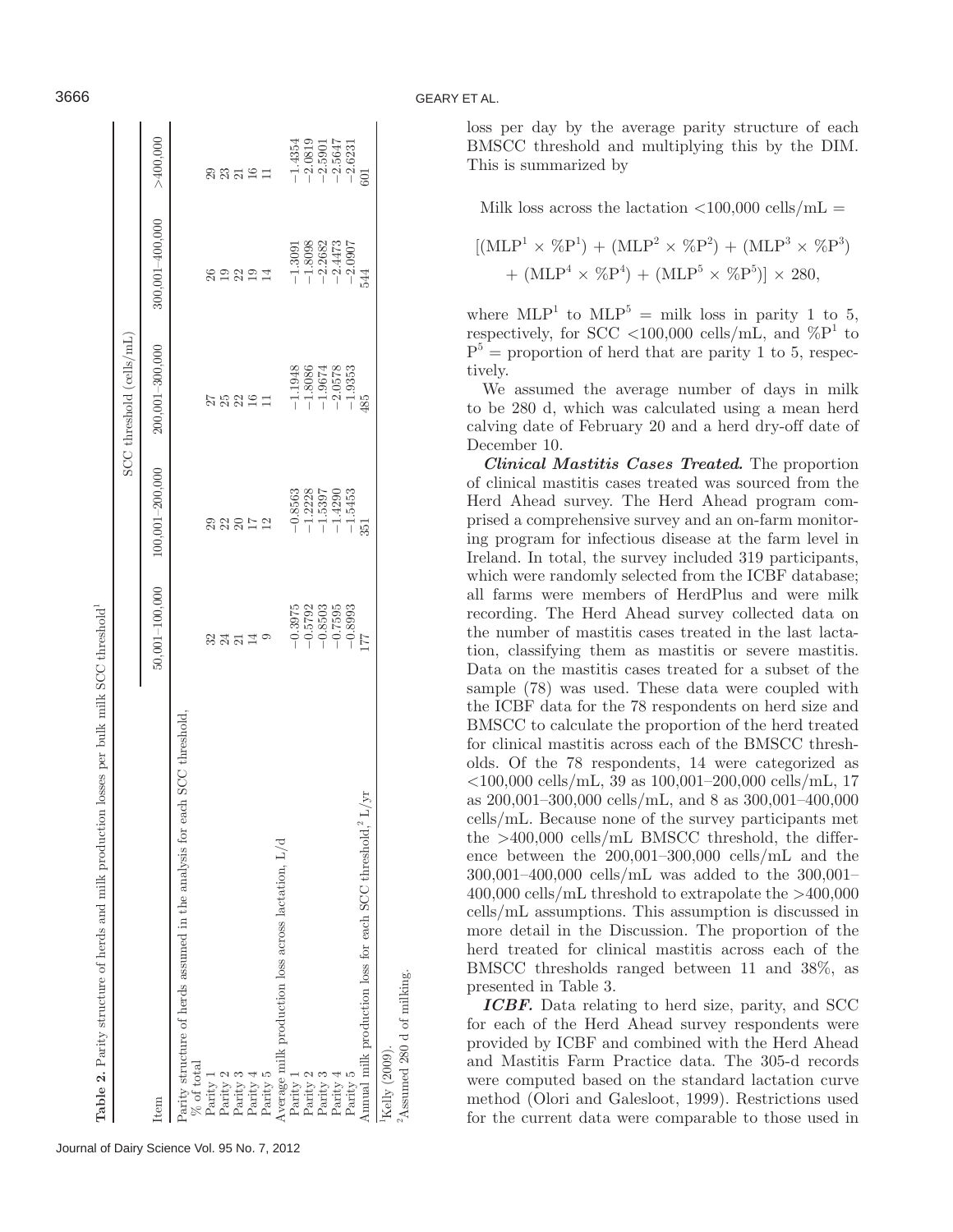**Table 2.** Parity structure of herds and milk production losses per bulk milk SCC threshold[1]

| Item | SCC threshold (cells/mL) | | | | |
|---|---|---|---|---|---|
| | 50,001–100,000 | 100,001–200,000 | 200,001–300,000 | 300,001–400,000 | >400,000 |
| Parity structure of herds assumed in the analysis for each SCC threshold, % of total | | | | | |
| Parity 1 | 32 | 29 | 27 | 26 | 29 |
| Parity 2 | 24 | 22 | 25 | 19 | 23 |
| Parity 3 | 21 | 20 | 22 | 22 | 21 |
| Parity 4 | 14 | 17 | 16 | 19 | 16 |
| Parity 5 | 9 | 12 | 11 | 14 | 11 |
| Average milk production loss across lactation, L/d | | | | | |
| Parity 1 | −0.3975 | −0.8563 | −1.1948 | −1.3091 | −1.4354 |
| Parity 2 | −0.5792 | −1.2228 | −1.8086 | −1.8098 | −2.0819 |
| Parity 3 | −0.8503 | −1.5397 | −1.9674 | −2.2682 | −2.5901 |
| Parity 4 | −0.7595 | −1.4290 | −2.0578 | −2.4473 | −2.5647 |
| Parity 5 | −0.8993 | −1.5453 | −1.9353 | −2.0907 | −2.6231 |
| Annual milk production loss for each SCC threshold,[2] L/yr | 177 | 351 | 485 | 544 | 601 |

[1]Kelly (2009).

[2]Assumed 280 d of milking.

loss per day by the average parity structure of each BMSCC threshold and multiplying this by the DIM. This is summarized by

Milk loss across the lactation <100,000 cells/mL =

$$[(\mathrm{MLP}^1 \times \%\mathrm{P}^1) + (\mathrm{MLP}^2 \times \%\mathrm{P}^2) + (\mathrm{MLP}^3 \times \%\mathrm{P}^3) + (\mathrm{MLP}^4 \times \%\mathrm{P}^4) + (\mathrm{MLP}^5 \times \%\mathrm{P}^5)] \times 280,$$

where $\mathrm{MLP}^1$ to $\mathrm{MLP}^5$ = milk loss in parity 1 to 5, respectively, for SCC <100,000 cells/mL, and $\%\mathrm{P}^1$ to $\mathrm{P}^5$ = proportion of herd that are parity 1 to 5, respectively.

We assumed the average number of days in milk to be 280 d, which was calculated using a mean herd calving date of February 20 and a herd dry-off date of December 10.

***Clinical Mastitis Cases Treated.*** The proportion of clinical mastitis cases treated was sourced from the Herd Ahead survey. The Herd Ahead program comprised a comprehensive survey and an on-farm monitoring program for infectious disease at the farm level in Ireland. In total, the survey included 319 participants, which were randomly selected from the ICBF database; all farms were members of HerdPlus and were milk recording. The Herd Ahead survey collected data on the number of mastitis cases treated in the last lactation, classifying them as mastitis or severe mastitis. Data on the mastitis cases treated for a subset of the sample (78) was used. These data were coupled with the ICBF data for the 78 respondents on herd size and BMSCC to calculate the proportion of the herd treated for clinical mastitis across each of the BMSCC thresholds. Of the 78 respondents, 14 were categorized as <100,000 cells/mL, 39 as 100,001–200,000 cells/mL, 17 as 200,001–300,000 cells/mL, and 8 as 300,001–400,000 cells/mL. Because none of the survey participants met the >400,000 cells/mL BMSCC threshold, the difference between the 200,001–300,000 cells/mL and the 300,001–400,000 cells/mL was added to the 300,001–400,000 cells/mL threshold to extrapolate the >400,000 cells/mL assumptions. This assumption is discussed in more detail in the Discussion. The proportion of the herd treated for clinical mastitis across each of the BMSCC thresholds ranged between 11 and 38%, as presented in Table 3.

***ICBF.*** Data relating to herd size, parity, and SCC for each of the Herd Ahead survey respondents were provided by ICBF and combined with the Herd Ahead and Mastitis Farm Practice data. The 305-d records were computed based on the standard lactation curve method (Olori and Galesloot, 1999). Restrictions used for the current data were comparable to those used in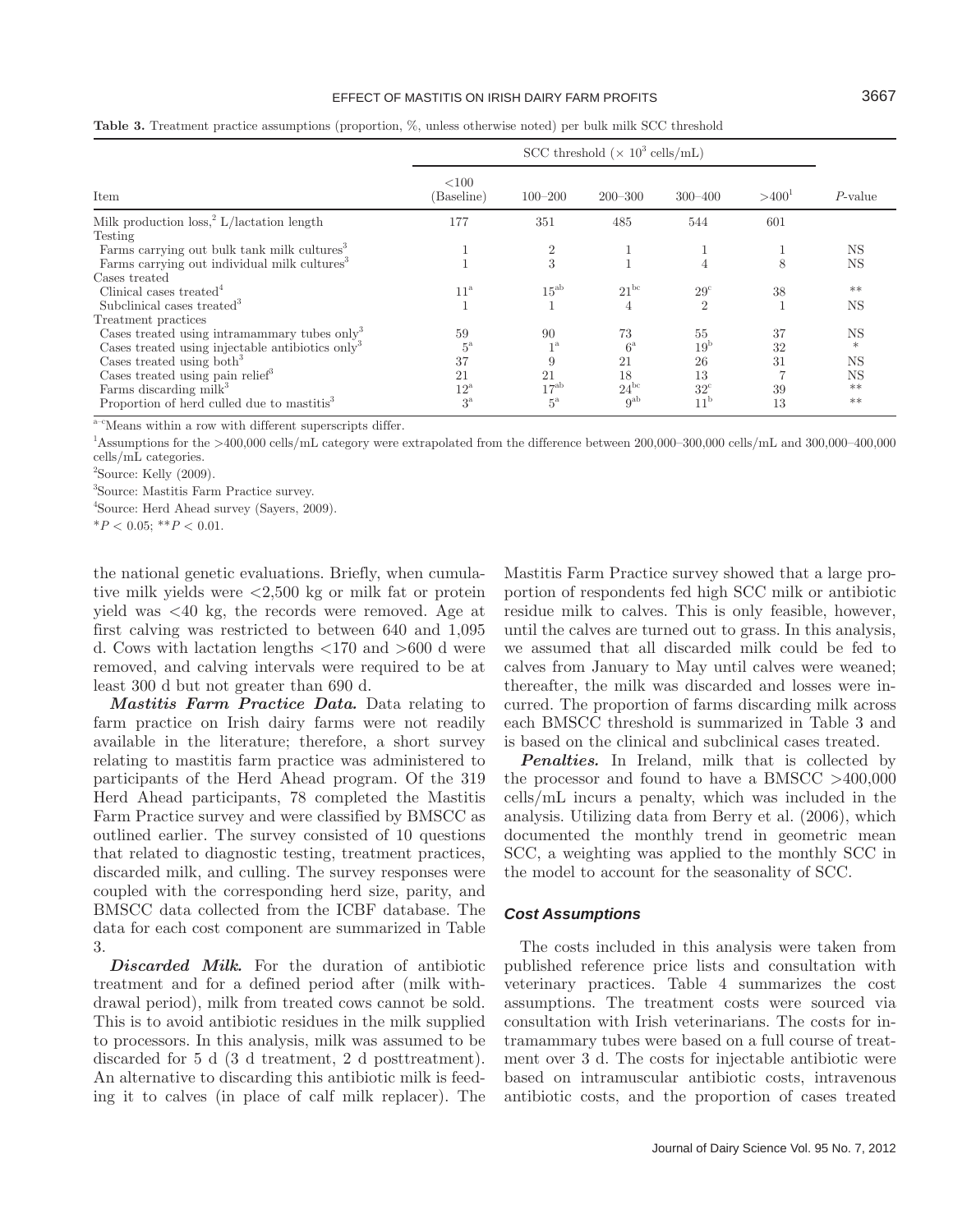**Table 3.** Treatment practice assumptions (proportion, %, unless otherwise noted) per bulk milk SCC threshold

| Item | SCC threshold ($\times 10^3$ cells/mL) | | | | | *P*-value |
|---|---|---|---|---|---|---|
| | <100 (Baseline) | 100–200 | 200–300 | 300–400 | >400[1] | |
| Milk production loss,[2] L/lactation length | 177 | 351 | 485 | 544 | 601 | |
| Testing | | | | | | |
| Farms carrying out bulk tank milk cultures[3] | 1 | 2 | 1 | 1 | 1 | NS |
| Farms carrying out individual milk cultures[3] | 1 | 3 | 1 | 4 | 8 | NS |
| Cases treated | | | | | | |
| Clinical cases treated[4] | 11[a] | 15[ab] | 21[bc] | 29[c] | 38 | ** |
| Subclinical cases treated[3] | 1 | 1 | 4 | 2 | 1 | NS |
| Treatment practices | | | | | | |
| Cases treated using intramammary tubes only[3] | 59 | 90 | 73 | 55 | 37 | NS |
| Cases treated using injectable antibiotics only[3] | 5[a] | 1[a] | 6[a] | 19[b] | 32 | * |
| Cases treated using both[3] | 37 | 9 | 21 | 26 | 31 | NS |
| Cases treated using pain relief[3] | 21 | 21 | 18 | 13 | 7 | NS |
| Farms discarding milk[3] | 12[a] | 17[ab] | 24[bc] | 32[c] | 39 | ** |
| Proportion of herd culled due to mastitis[3] | 3[a] | 5[a] | 9[ab] | 11[b] | 13 | ** |

[a–c]Means within a row with different superscripts differ.

[1]Assumptions for the >400,000 cells/mL category were extrapolated from the difference between 200,000–300,000 cells/mL and 300,000–400,000 cells/mL categories.

[2]Source: Kelly (2009).

[3]Source: Mastitis Farm Practice survey.

[4]Source: Herd Ahead survey (Sayers, 2009).

*$P < 0.05$; **$P < 0.01$.

the national genetic evaluations. Briefly, when cumulative milk yields were <2,500 kg or milk fat or protein yield was <40 kg, the records were removed. Age at first calving was restricted to between 640 and 1,095 d. Cows with lactation lengths <170 and >600 d were removed, and calving intervals were required to be at least 300 d but not greater than 690 d.

***Mastitis Farm Practice Data.*** Data relating to farm practice on Irish dairy farms were not readily available in the literature; therefore, a short survey relating to mastitis farm practice was administered to participants of the Herd Ahead program. Of the 319 Herd Ahead participants, 78 completed the Mastitis Farm Practice survey and were classified by BMSCC as outlined earlier. The survey consisted of 10 questions that related to diagnostic testing, treatment practices, discarded milk, and culling. The survey responses were coupled with the corresponding herd size, parity, and BMSCC data collected from the ICBF database. The data for each cost component are summarized in Table 3.

***Discarded Milk.*** For the duration of antibiotic treatment and for a defined period after (milk withdrawal period), milk from treated cows cannot be sold. This is to avoid antibiotic residues in the milk supplied to processors. In this analysis, milk was assumed to be discarded for 5 d (3 d treatment, 2 d posttreatment). An alternative to discarding this antibiotic milk is feeding it to calves (in place of calf milk replacer). The Mastitis Farm Practice survey showed that a large proportion of respondents fed high SCC milk or antibiotic residue milk to calves. This is only feasible, however, until the calves are turned out to grass. In this analysis, we assumed that all discarded milk could be fed to calves from January to May until calves were weaned; thereafter, the milk was discarded and losses were incurred. The proportion of farms discarding milk across each BMSCC threshold is summarized in Table 3 and is based on the clinical and subclinical cases treated.

***Penalties.*** In Ireland, milk that is collected by the processor and found to have a BMSCC >400,000 cells/mL incurs a penalty, which was included in the analysis. Utilizing data from Berry et al. (2006), which documented the monthly trend in geometric mean SCC, a weighting was applied to the monthly SCC in the model to account for the seasonality of SCC.

### Cost Assumptions

The costs included in this analysis were taken from published reference price lists and consultation with veterinary practices. Table 4 summarizes the cost assumptions. The treatment costs were sourced via consultation with Irish veterinarians. The costs for intramammary tubes were based on a full course of treatment over 3 d. The costs for injectable antibiotic were based on intramuscular antibiotic costs, intravenous antibiotic costs, and the proportion of cases treated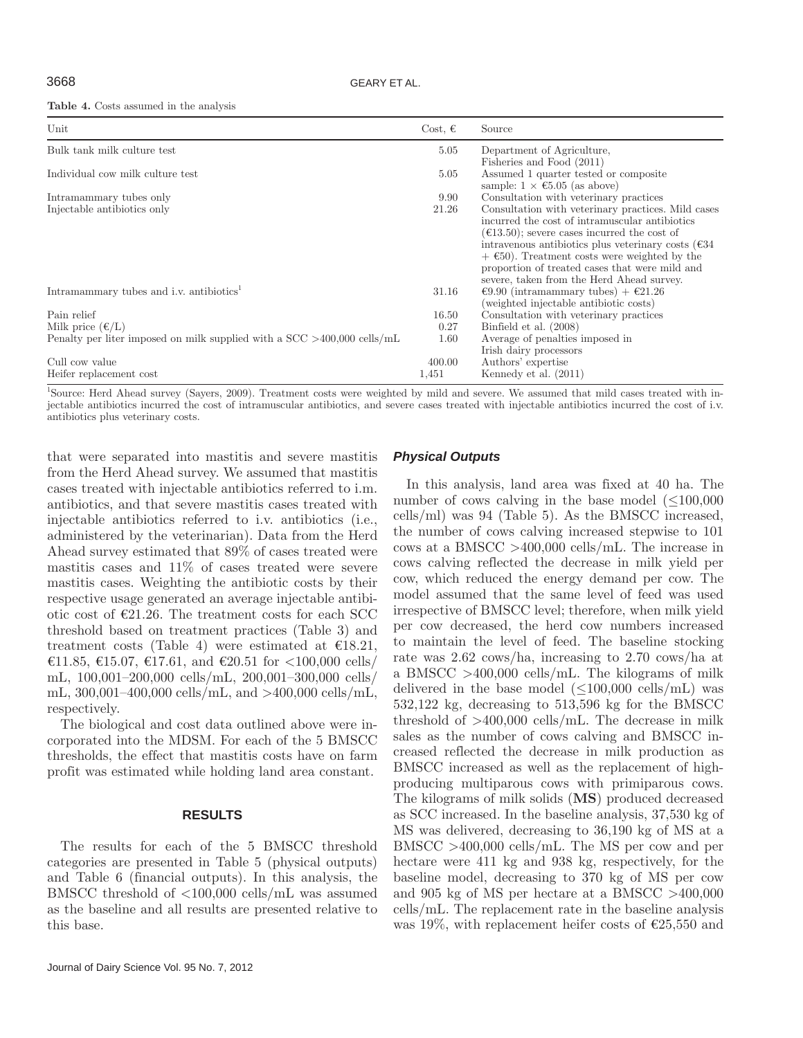**Table 4.** Costs assumed in the analysis

| Unit | Cost, € | Source |
|---|---|---|
| Bulk tank milk culture test | 5.05 | Department of Agriculture, Fisheries and Food (2011) |
| Individual cow milk culture test | 5.05 | Assumed 1 quarter tested or composite sample: 1 × €5.05 (as above) |
| Intramammary tubes only | 9.90 | Consultation with veterinary practices |
| Injectable antibiotics only | 21.26 | Consultation with veterinary practices. Mild cases incurred the cost of intramuscular antibiotics (€13.50); severe cases incurred the cost of intravenous antibiotics plus veterinary costs (€34 + €50). Treatment costs were weighted by the proportion of treated cases that were mild and severe, taken from the Herd Ahead survey. |
| Intramammary tubes and i.v. antibiotics[1] | 31.16 | €9.90 (intramammary tubes) + €21.26 (weighted injectable antibiotic costs) |
| Pain relief | 16.50 | Consultation with veterinary practices |
| Milk price (€/L) | 0.27 | Binfield et al. (2008) |
| Penalty per liter imposed on milk supplied with a SCC >400,000 cells/mL | 1.60 | Average of penalties imposed in Irish dairy processors |
| Cull cow value | 400.00 | Authors' expertise |
| Heifer replacement cost | 1,451 | Kennedy et al. (2011) |

[1]Source: Herd Ahead survey (Sayers, 2009). Treatment costs were weighted by mild and severe. We assumed that mild cases treated with injectable antibiotics incurred the cost of intramuscular antibiotics, and severe cases treated with injectable antibiotics incurred the cost of i.v. antibiotics plus veterinary costs.

that were separated into mastitis and severe mastitis from the Herd Ahead survey. We assumed that mastitis cases treated with injectable antibiotics referred to i.m. antibiotics, and that severe mastitis cases treated with injectable antibiotics referred to i.v. antibiotics (i.e., administered by the veterinarian). Data from the Herd Ahead survey estimated that 89% of cases treated were mastitis cases and 11% of cases treated were severe mastitis cases. Weighting the antibiotic costs by their respective usage generated an average injectable antibiotic cost of €21.26. The treatment costs for each SCC threshold based on treatment practices (Table 3) and treatment costs (Table 4) were estimated at €18.21, €11.85, €15.07, €17.61, and €20.51 for <100,000 cells/mL, 100,001–200,000 cells/mL, 200,001–300,000 cells/mL, 300,001–400,000 cells/mL, and >400,000 cells/mL, respectively.

The biological and cost data outlined above were incorporated into the MDSM. For each of the 5 BMSCC thresholds, the effect that mastitis costs have on farm profit was estimated while holding land area constant.

## RESULTS

The results for each of the 5 BMSCC threshold categories are presented in Table 5 (physical outputs) and Table 6 (financial outputs). In this analysis, the BMSCC threshold of <100,000 cells/mL was assumed as the baseline and all results are presented relative to this base.

### *Physical Outputs*

In this analysis, land area was fixed at 40 ha. The number of cows calving in the base model (≤100,000 cells/ml) was 94 (Table 5). As the BMSCC increased, the number of cows calving increased stepwise to 101 cows at a BMSCC >400,000 cells/mL. The increase in cows calving reflected the decrease in milk yield per cow, which reduced the energy demand per cow. The model assumed that the same level of feed was used irrespective of BMSCC level; therefore, when milk yield per cow decreased, the herd cow numbers increased to maintain the level of feed. The baseline stocking rate was 2.62 cows/ha, increasing to 2.70 cows/ha at a BMSCC >400,000 cells/mL. The kilograms of milk delivered in the base model (≤100,000 cells/mL) was 532,122 kg, decreasing to 513,596 kg for the BMSCC threshold of >400,000 cells/mL. The decrease in milk sales as the number of cows calving and BMSCC increased reflected the decrease in milk production as BMSCC increased as well as the replacement of high-producing multiparous cows with primiparous cows. The kilograms of milk solids (**MS**) produced decreased as SCC increased. In the baseline analysis, 37,530 kg of MS was delivered, decreasing to 36,190 kg of MS at a BMSCC >400,000 cells/mL. The MS per cow and per hectare were 411 kg and 938 kg, respectively, for the baseline model, decreasing to 370 kg of MS per cow and 905 kg of MS per hectare at a BMSCC >400,000 cells/mL. The replacement rate in the baseline analysis was 19%, with replacement heifer costs of €25,550 and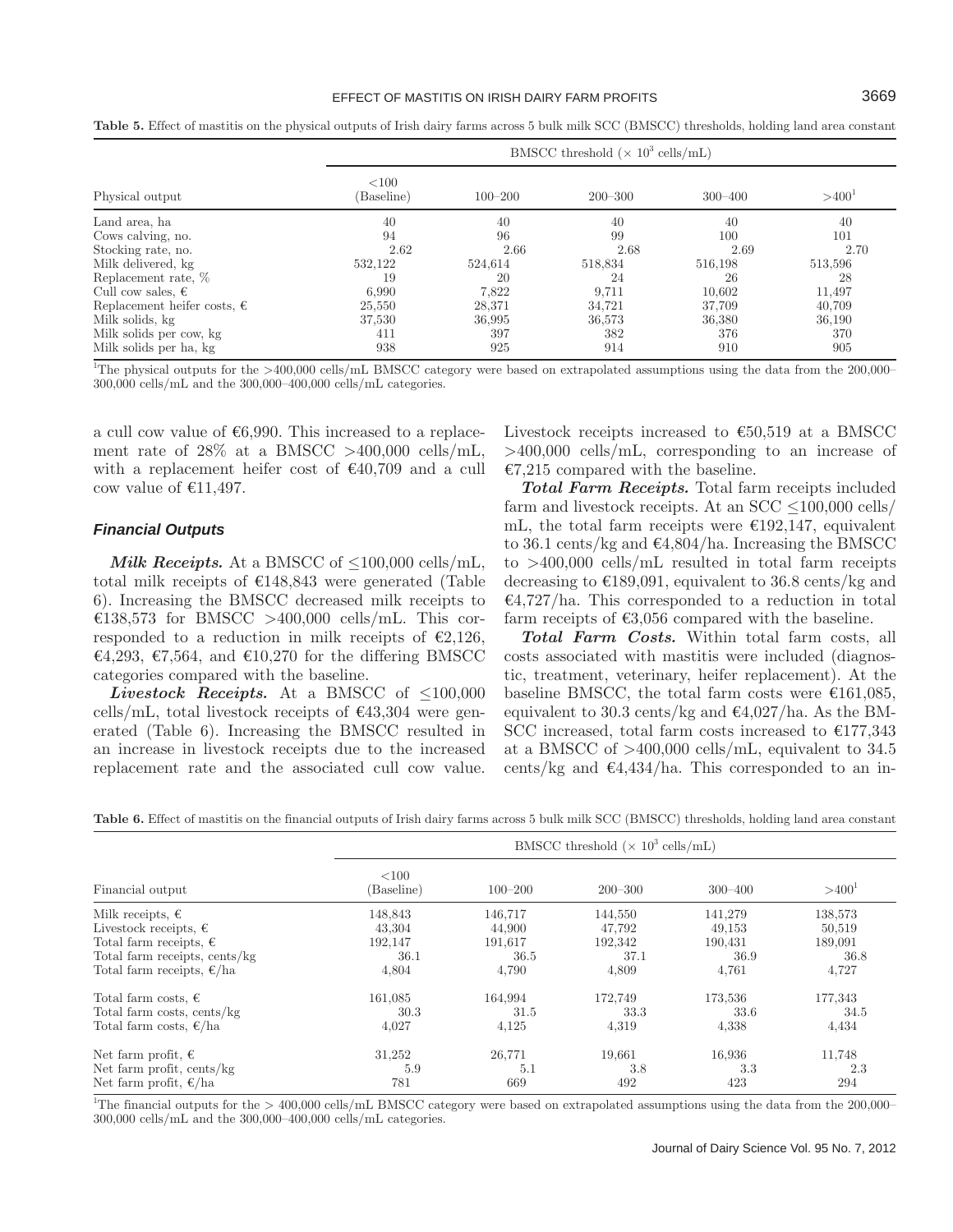**Table 5.** Effect of mastitis on the physical outputs of Irish dairy farms across 5 bulk milk SCC (BMSCC) thresholds, holding land area constant

| Physical output | BMSCC threshold ($\times 10^3$ cells/mL) | | | | |
|---|---|---|---|---|---|
| | <100 (Baseline) | 100–200 | 200–300 | 300–400 | >400[1] |
| Land area, ha | 40 | 40 | 40 | 40 | 40 |
| Cows calving, no. | 94 | 96 | 99 | 100 | 101 |
| Stocking rate, no. | 2.62 | 2.66 | 2.68 | 2.69 | 2.70 |
| Milk delivered, kg | 532,122 | 524,614 | 518,834 | 516,198 | 513,596 |
| Replacement rate, % | 19 | 20 | 24 | 26 | 28 |
| Cull cow sales, € | 6,990 | 7,822 | 9,711 | 10,602 | 11,497 |
| Replacement heifer costs, € | 25,550 | 28,371 | 34,721 | 37,709 | 40,709 |
| Milk solids, kg | 37,530 | 36,995 | 36,573 | 36,380 | 36,190 |
| Milk solids per cow, kg | 411 | 397 | 382 | 376 | 370 |
| Milk solids per ha, kg | 938 | 925 | 914 | 910 | 905 |

[1]The physical outputs for the >400,000 cells/mL BMSCC category were based on extrapolated assumptions using the data from the 200,000–300,000 cells/mL and the 300,000–400,000 cells/mL categories.

a cull cow value of €6,990. This increased to a replacement rate of 28% at a BMSCC >400,000 cells/mL, with a replacement heifer cost of €40,709 and a cull cow value of €11,497.

### Financial Outputs

***Milk Receipts.*** At a BMSCC of ≤100,000 cells/mL, total milk receipts of €148,843 were generated (Table 6). Increasing the BMSCC decreased milk receipts to €138,573 for BMSCC >400,000 cells/mL. This corresponded to a reduction in milk receipts of €2,126, €4,293, €7,564, and €10,270 for the differing BMSCC categories compared with the baseline.

***Livestock Receipts.*** At a BMSCC of ≤100,000 cells/mL, total livestock receipts of €43,304 were generated (Table 6). Increasing the BMSCC resulted in an increase in livestock receipts due to the increased replacement rate and the associated cull cow value. Livestock receipts increased to €50,519 at a BMSCC >400,000 cells/mL, corresponding to an increase of €7,215 compared with the baseline.

***Total Farm Receipts.*** Total farm receipts included farm and livestock receipts. At an SCC ≤100,000 cells/mL, the total farm receipts were €192,147, equivalent to 36.1 cents/kg and €4,804/ha. Increasing the BMSCC to >400,000 cells/mL resulted in total farm receipts decreasing to €189,091, equivalent to 36.8 cents/kg and €4,727/ha. This corresponded to a reduction in total farm receipts of €3,056 compared with the baseline.

***Total Farm Costs.*** Within total farm costs, all costs associated with mastitis were included (diagnostic, treatment, veterinary, heifer replacement). At the baseline BMSCC, the total farm costs were €161,085, equivalent to 30.3 cents/kg and €4,027/ha. As the BMSCC increased, total farm costs increased to €177,343 at a BMSCC of >400,000 cells/mL, equivalent to 34.5 cents/kg and €4,434/ha. This corresponded to an in-

**Table 6.** Effect of mastitis on the financial outputs of Irish dairy farms across 5 bulk milk SCC (BMSCC) thresholds, holding land area constant

| Financial output | BMSCC threshold ($\times 10^3$ cells/mL) | | | | |
|---|---|---|---|---|---|
| | <100 (Baseline) | 100–200 | 200–300 | 300–400 | >400[1] |
| Milk receipts, € | 148,843 | 146,717 | 144,550 | 141,279 | 138,573 |
| Livestock receipts, € | 43,304 | 44,900 | 47,792 | 49,153 | 50,519 |
| Total farm receipts, € | 192,147 | 191,617 | 192,342 | 190,431 | 189,091 |
| Total farm receipts, cents/kg | 36.1 | 36.5 | 37.1 | 36.9 | 36.8 |
| Total farm receipts, €/ha | 4,804 | 4,790 | 4,809 | 4,761 | 4,727 |
| Total farm costs, € | 161,085 | 164,994 | 172,749 | 173,536 | 177,343 |
| Total farm costs, cents/kg | 30.3 | 31.5 | 33.3 | 33.6 | 34.5 |
| Total farm costs, €/ha | 4,027 | 4,125 | 4,319 | 4,338 | 4,434 |
| Net farm profit, € | 31,252 | 26,771 | 19,661 | 16,936 | 11,748 |
| Net farm profit, cents/kg | 5.9 | 5.1 | 3.8 | 3.3 | 2.3 |
| Net farm profit, €/ha | 781 | 669 | 492 | 423 | 294 |

[1]The financial outputs for the > 400,000 cells/mL BMSCC category were based on extrapolated assumptions using the data from the 200,000–300,000 cells/mL and the 300,000–400,000 cells/mL categories.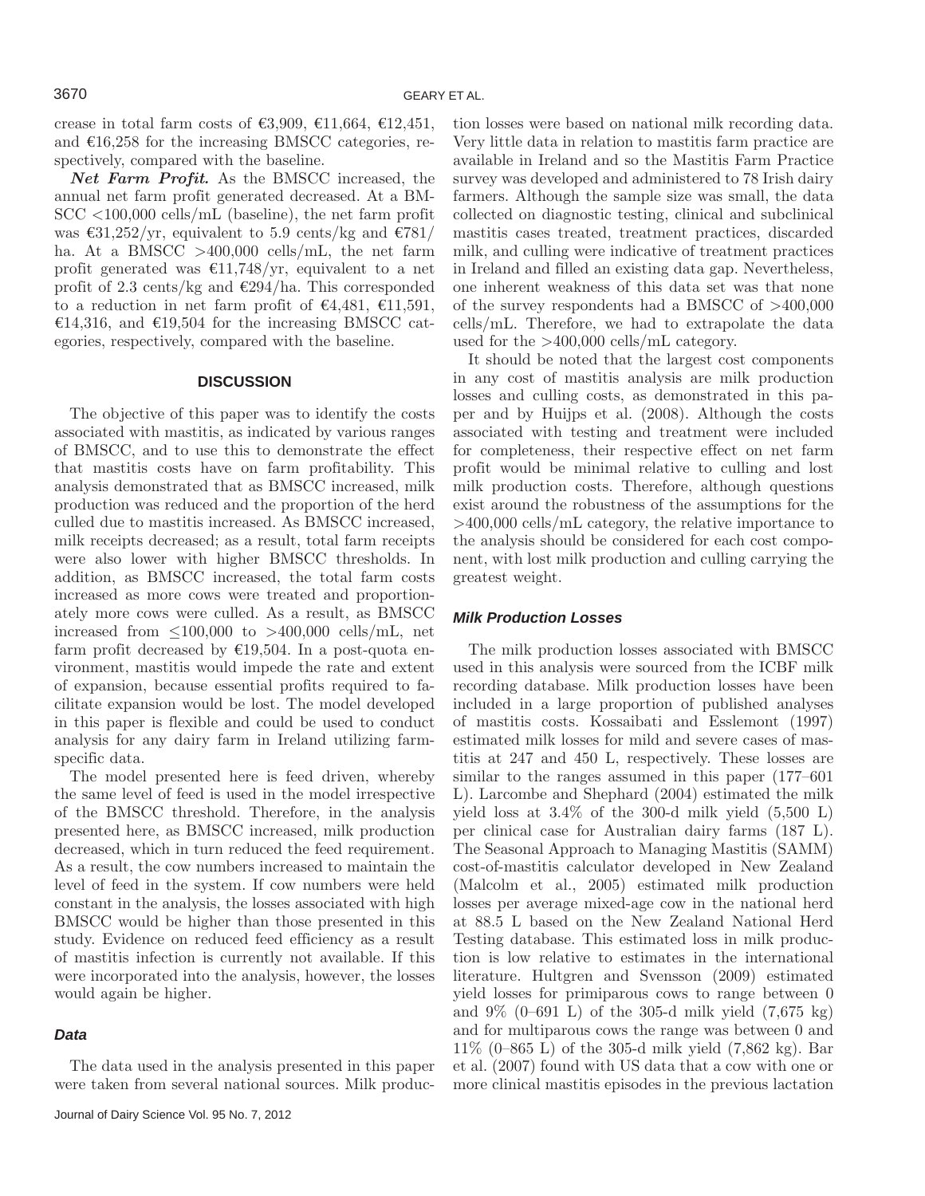crease in total farm costs of €3,909, €11,664, €12,451, and €16,258 for the increasing BMSCC categories, respectively, compared with the baseline.

***Net Farm Profit.*** As the BMSCC increased, the annual net farm profit generated decreased. At a BMSCC <100,000 cells/mL (baseline), the net farm profit was €31,252/yr, equivalent to 5.9 cents/kg and €781/ha. At a BMSCC >400,000 cells/mL, the net farm profit generated was €11,748/yr, equivalent to a net profit of 2.3 cents/kg and €294/ha. This corresponded to a reduction in net farm profit of €4,481, €11,591, €14,316, and €19,504 for the increasing BMSCC categories, respectively, compared with the baseline.

## DISCUSSION

The objective of this paper was to identify the costs associated with mastitis, as indicated by various ranges of BMSCC, and to use this to demonstrate the effect that mastitis costs have on farm profitability. This analysis demonstrated that as BMSCC increased, milk production was reduced and the proportion of the herd culled due to mastitis increased. As BMSCC increased, milk receipts decreased; as a result, total farm receipts were also lower with higher BMSCC thresholds. In addition, as BMSCC increased, the total farm costs increased as more cows were treated and proportionately more cows were culled. As a result, as BMSCC increased from ≤100,000 to >400,000 cells/mL, net farm profit decreased by €19,504. In a post-quota environment, mastitis would impede the rate and extent of expansion, because essential profits required to facilitate expansion would be lost. The model developed in this paper is flexible and could be used to conduct analysis for any dairy farm in Ireland utilizing farm-specific data.

The model presented here is feed driven, whereby the same level of feed is used in the model irrespective of the BMSCC threshold. Therefore, in the analysis presented here, as BMSCC increased, milk production decreased, which in turn reduced the feed requirement. As a result, the cow numbers increased to maintain the level of feed in the system. If cow numbers were held constant in the analysis, the losses associated with high BMSCC would be higher than those presented in this study. Evidence on reduced feed efficiency as a result of mastitis infection is currently not available. If this were incorporated into the analysis, however, the losses would again be higher.

### *Data*

The data used in the analysis presented in this paper were taken from several national sources. Milk production losses were based on national milk recording data. Very little data in relation to mastitis farm practice are available in Ireland and so the Mastitis Farm Practice survey was developed and administered to 78 Irish dairy farmers. Although the sample size was small, the data collected on diagnostic testing, clinical and subclinical mastitis cases treated, treatment practices, discarded milk, and culling were indicative of treatment practices in Ireland and filled an existing data gap. Nevertheless, one inherent weakness of this data set was that none of the survey respondents had a BMSCC of >400,000 cells/mL. Therefore, we had to extrapolate the data used for the >400,000 cells/mL category.

It should be noted that the largest cost components in any cost of mastitis analysis are milk production losses and culling costs, as demonstrated in this paper and by Huijps et al. (2008). Although the costs associated with testing and treatment were included for completeness, their respective effect on net farm profit would be minimal relative to culling and lost milk production costs. Therefore, although questions exist around the robustness of the assumptions for the >400,000 cells/mL category, the relative importance to the analysis should be considered for each cost component, with lost milk production and culling carrying the greatest weight.

### *Milk Production Losses*

The milk production losses associated with BMSCC used in this analysis were sourced from the ICBF milk recording database. Milk production losses have been included in a large proportion of published analyses of mastitis costs. Kossaibati and Esslemont (1997) estimated milk losses for mild and severe cases of mastitis at 247 and 450 L, respectively. These losses are similar to the ranges assumed in this paper (177–601 L). Larcombe and Shephard (2004) estimated the milk yield loss at 3.4% of the 300-d milk yield (5,500 L) per clinical case for Australian dairy farms (187 L). The Seasonal Approach to Managing Mastitis (SAMM) cost-of-mastitis calculator developed in New Zealand (Malcolm et al., 2005) estimated milk production losses per average mixed-age cow in the national herd at 88.5 L based on the New Zealand National Herd Testing database. This estimated loss in milk production is low relative to estimates in the international literature. Hultgren and Svensson (2009) estimated yield losses for primiparous cows to range between 0 and 9% (0–691 L) of the 305-d milk yield (7,675 kg) and for multiparous cows the range was between 0 and 11% (0–865 L) of the 305-d milk yield (7,862 kg). Bar et al. (2007) found with US data that a cow with one or more clinical mastitis episodes in the previous lactation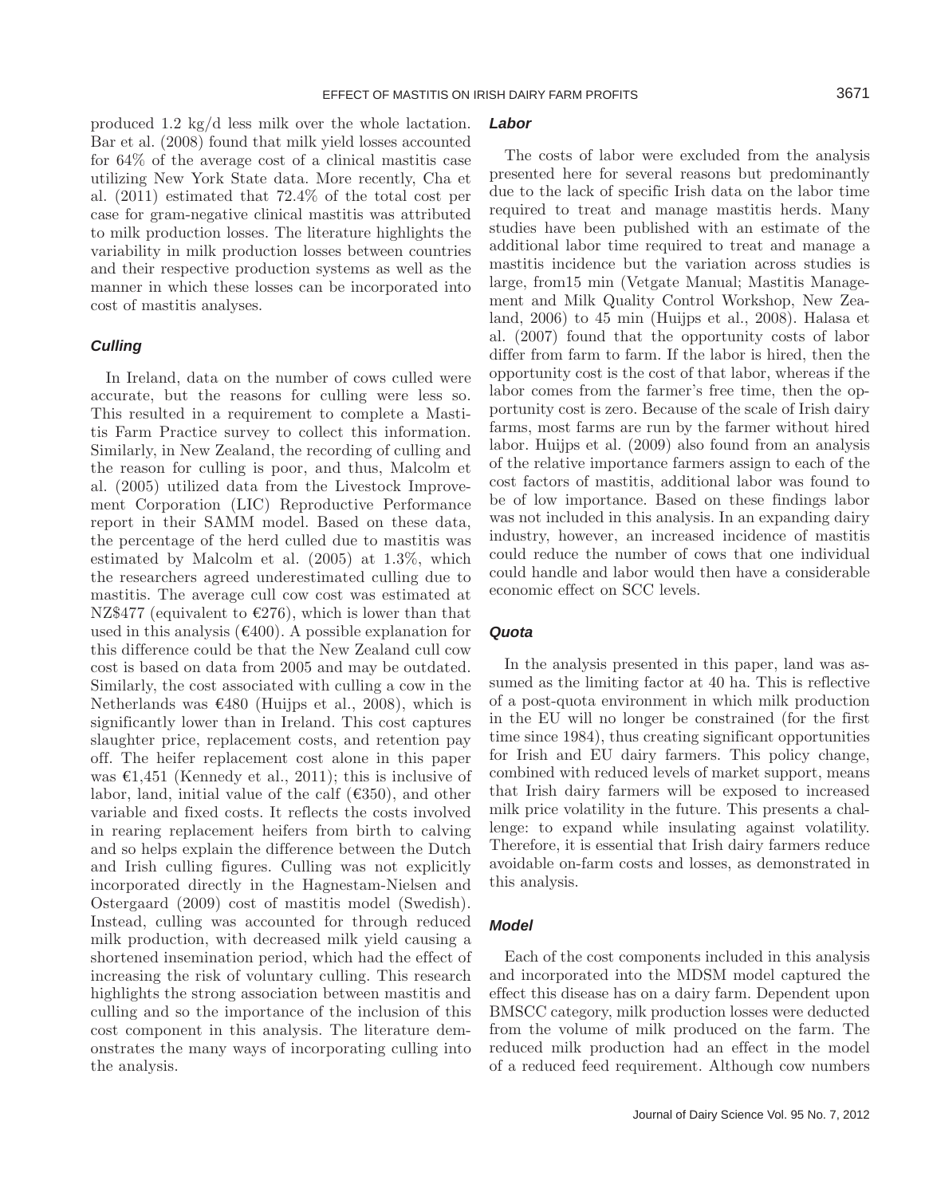produced 1.2 kg/d less milk over the whole lactation. Bar et al. (2008) found that milk yield losses accounted for 64% of the average cost of a clinical mastitis case utilizing New York State data. More recently, Cha et al. (2011) estimated that 72.4% of the total cost per case for gram-negative clinical mastitis was attributed to milk production losses. The literature highlights the variability in milk production losses between countries and their respective production systems as well as the manner in which these losses can be incorporated into cost of mastitis analyses.

### *Culling*

In Ireland, data on the number of cows culled were accurate, but the reasons for culling were less so. This resulted in a requirement to complete a Mastitis Farm Practice survey to collect this information. Similarly, in New Zealand, the recording of culling and the reason for culling is poor, and thus, Malcolm et al. (2005) utilized data from the Livestock Improvement Corporation (LIC) Reproductive Performance report in their SAMM model. Based on these data, the percentage of the herd culled due to mastitis was estimated by Malcolm et al. (2005) at 1.3%, which the researchers agreed underestimated culling due to mastitis. The average cull cow cost was estimated at NZ$477 (equivalent to €276), which is lower than that used in this analysis (€400). A possible explanation for this difference could be that the New Zealand cull cow cost is based on data from 2005 and may be outdated. Similarly, the cost associated with culling a cow in the Netherlands was €480 (Huijps et al., 2008), which is significantly lower than in Ireland. This cost captures slaughter price, replacement costs, and retention pay off. The heifer replacement cost alone in this paper was €1,451 (Kennedy et al., 2011); this is inclusive of labor, land, initial value of the calf (€350), and other variable and fixed costs. It reflects the costs involved in rearing replacement heifers from birth to calving and so helps explain the difference between the Dutch and Irish culling figures. Culling was not explicitly incorporated directly in the Hagnestam-Nielsen and Ostergaard (2009) cost of mastitis model (Swedish). Instead, culling was accounted for through reduced milk production, with decreased milk yield causing a shortened insemination period, which had the effect of increasing the risk of voluntary culling. This research highlights the strong association between mastitis and culling and so the importance of the inclusion of this cost component in this analysis. The literature demonstrates the many ways of incorporating culling into the analysis.

### *Labor*

The costs of labor were excluded from the analysis presented here for several reasons but predominantly due to the lack of specific Irish data on the labor time required to treat and manage mastitis herds. Many studies have been published with an estimate of the additional labor time required to treat and manage a mastitis incidence but the variation across studies is large, from15 min (Vetgate Manual; Mastitis Management and Milk Quality Control Workshop, New Zealand, 2006) to 45 min (Huijps et al., 2008). Halasa et al. (2007) found that the opportunity costs of labor differ from farm to farm. If the labor is hired, then the opportunity cost is the cost of that labor, whereas if the labor comes from the farmer's free time, then the opportunity cost is zero. Because of the scale of Irish dairy farms, most farms are run by the farmer without hired labor. Huijps et al. (2009) also found from an analysis of the relative importance farmers assign to each of the cost factors of mastitis, additional labor was found to be of low importance. Based on these findings labor was not included in this analysis. In an expanding dairy industry, however, an increased incidence of mastitis could reduce the number of cows that one individual could handle and labor would then have a considerable economic effect on SCC levels.

### *Quota*

In the analysis presented in this paper, land was assumed as the limiting factor at 40 ha. This is reflective of a post-quota environment in which milk production in the EU will no longer be constrained (for the first time since 1984), thus creating significant opportunities for Irish and EU dairy farmers. This policy change, combined with reduced levels of market support, means that Irish dairy farmers will be exposed to increased milk price volatility in the future. This presents a challenge: to expand while insulating against volatility. Therefore, it is essential that Irish dairy farmers reduce avoidable on-farm costs and losses, as demonstrated in this analysis.

### *Model*

Each of the cost components included in this analysis and incorporated into the MDSM model captured the effect this disease has on a dairy farm. Dependent upon BMSCC category, milk production losses were deducted from the volume of milk produced on the farm. The reduced milk production had an effect in the model of a reduced feed requirement. Although cow numbers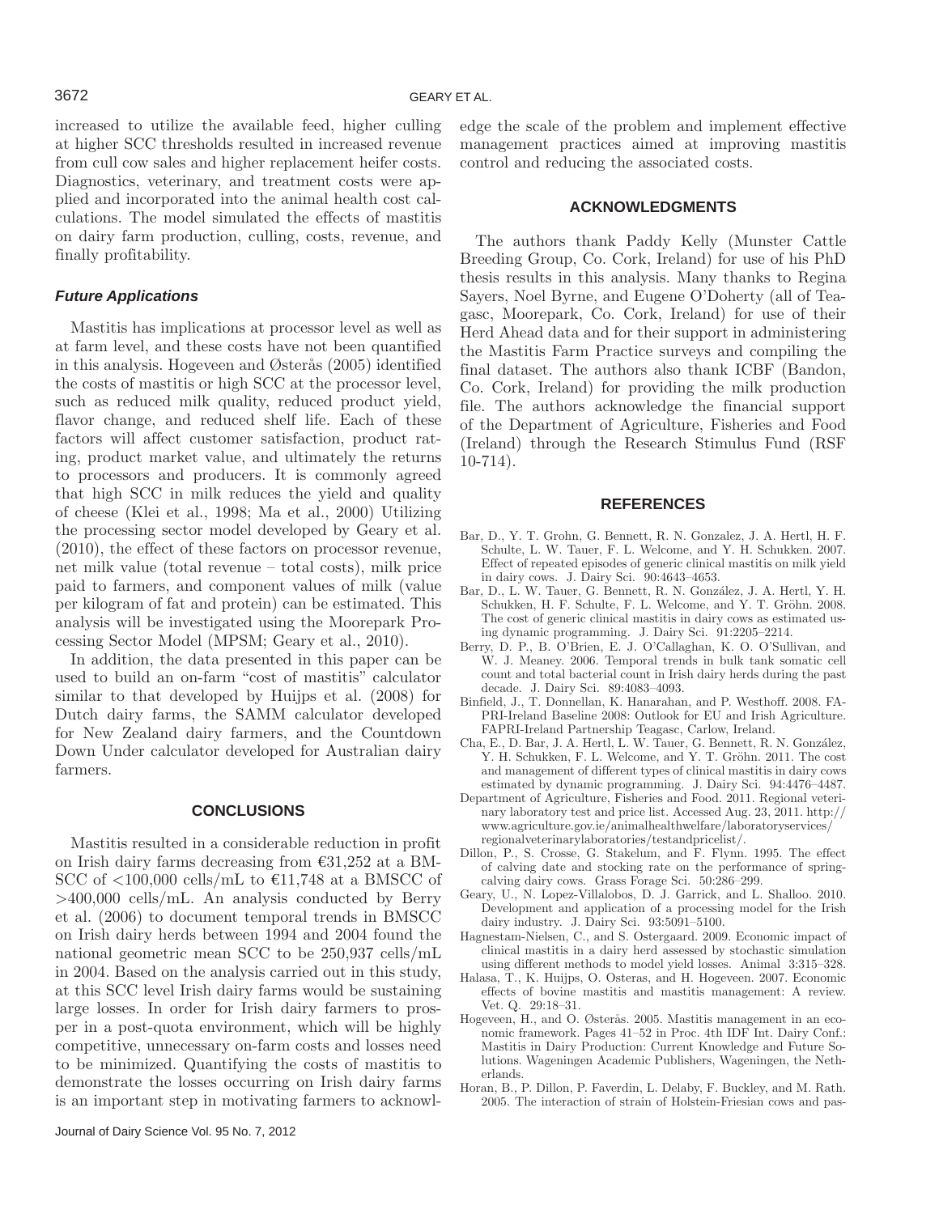increased to utilize the available feed, higher culling at higher SCC thresholds resulted in increased revenue from cull cow sales and higher replacement heifer costs. Diagnostics, veterinary, and treatment costs were applied and incorporated into the animal health cost calculations. The model simulated the effects of mastitis on dairy farm production, culling, costs, revenue, and finally profitability.

### *Future Applications*

Mastitis has implications at processor level as well as at farm level, and these costs have not been quantified in this analysis. Hogeveen and Østerås (2005) identified the costs of mastitis or high SCC at the processor level, such as reduced milk quality, reduced product yield, flavor change, and reduced shelf life. Each of these factors will affect customer satisfaction, product rating, product market value, and ultimately the returns to processors and producers. It is commonly agreed that high SCC in milk reduces the yield and quality of cheese (Klei et al., 1998; Ma et al., 2000) Utilizing the processing sector model developed by Geary et al. (2010), the effect of these factors on processor revenue, net milk value (total revenue – total costs), milk price paid to farmers, and component values of milk (value per kilogram of fat and protein) can be estimated. This analysis will be investigated using the Moorepark Processing Sector Model (MPSM; Geary et al., 2010).

In addition, the data presented in this paper can be used to build an on-farm "cost of mastitis" calculator similar to that developed by Huijps et al. (2008) for Dutch dairy farms, the SAMM calculator developed for New Zealand dairy farmers, and the Countdown Down Under calculator developed for Australian dairy farmers.

## CONCLUSIONS

Mastitis resulted in a considerable reduction in profit on Irish dairy farms decreasing from €31,252 at a BMSCC of <100,000 cells/mL to €11,748 at a BMSCC of >400,000 cells/mL. An analysis conducted by Berry et al. (2006) to document temporal trends in BMSCC on Irish dairy herds between 1994 and 2004 found the national geometric mean SCC to be 250,937 cells/mL in 2004. Based on the analysis carried out in this study, at this SCC level Irish dairy farms would be sustaining large losses. In order for Irish dairy farmers to prosper in a post-quota environment, which will be highly competitive, unnecessary on-farm costs and losses need to be minimized. Quantifying the costs of mastitis to demonstrate the losses occurring on Irish dairy farms is an important step in motivating farmers to acknowledge the scale of the problem and implement effective management practices aimed at improving mastitis control and reducing the associated costs.

## ACKNOWLEDGMENTS

The authors thank Paddy Kelly (Munster Cattle Breeding Group, Co. Cork, Ireland) for use of his PhD thesis results in this analysis. Many thanks to Regina Sayers, Noel Byrne, and Eugene O'Doherty (all of Teagasc, Moorepark, Co. Cork, Ireland) for use of their Herd Ahead data and for their support in administering the Mastitis Farm Practice surveys and compiling the final dataset. The authors also thank ICBF (Bandon, Co. Cork, Ireland) for providing the milk production file. The authors acknowledge the financial support of the Department of Agriculture, Fisheries and Food (Ireland) through the Research Stimulus Fund (RSF 10-714).

## REFERENCES

Bar, D., Y. T. Grohn, G. Bennett, R. N. Gonzalez, J. A. Hertl, H. F. Schulte, L. W. Tauer, F. L. Welcome, and Y. H. Schukken. 2007. Effect of repeated episodes of generic clinical mastitis on milk yield in dairy cows. J. Dairy Sci. 90:4643–4653.

Bar, D., L. W. Tauer, G. Bennett, R. N. González, J. A. Hertl, Y. H. Schukken, H. F. Schulte, F. L. Welcome, and Y. T. Gröhn. 2008. The cost of generic clinical mastitis in dairy cows as estimated using dynamic programming. J. Dairy Sci. 91:2205–2214.

Berry, D. P., B. O'Brien, E. J. O'Callaghan, K. O. O'Sullivan, and W. J. Meaney. 2006. Temporal trends in bulk tank somatic cell count and total bacterial count in Irish dairy herds during the past decade. J. Dairy Sci. 89:4083–4093.

Binfield, J., T. Donnellan, K. Hanarahan, and P. Westhoff. 2008. FAPRI-Ireland Baseline 2008: Outlook for EU and Irish Agriculture. FAPRI-Ireland Partnership Teagasc, Carlow, Ireland.

Cha, E., D. Bar, J. A. Hertl, L. W. Tauer, G. Bennett, R. N. González, Y. H. Schukken, F. L. Welcome, and Y. T. Gröhn. 2011. The cost and management of different types of clinical mastitis in dairy cows estimated by dynamic programming. J. Dairy Sci. 94:4476–4487.

Department of Agriculture, Fisheries and Food. 2011. Regional veterinary laboratory test and price list. Accessed Aug. 23, 2011. http://www.agriculture.gov.ie/animalhealthwelfare/laboratoryservices/regionalveterinarylaboratories/testandpricelist/.

Dillon, P., S. Crosse, G. Stakelum, and F. Flynn. 1995. The effect of calving date and stocking rate on the performance of spring-calving dairy cows. Grass Forage Sci. 50:286–299.

Geary, U., N. Lopez-Villalobos, D. J. Garrick, and L. Shalloo. 2010. Development and application of a processing model for the Irish dairy industry. J. Dairy Sci. 93:5091–5100.

Hagnestam-Nielsen, C., and S. Ostergaard. 2009. Economic impact of clinical mastitis in a dairy herd assessed by stochastic simulation using different methods to model yield losses. Animal 3:315–328.

Halasa, T., K. Huijps, O. Osteras, and H. Hogeveen. 2007. Economic effects of bovine mastitis and mastitis management: A review. Vet. Q. 29:18–31.

Hogeveen, H., and O. Østerås. 2005. Mastitis management in an economic framework. Pages 41–52 in Proc. 4th IDF Int. Dairy Conf.: Mastitis in Dairy Production: Current Knowledge and Future Solutions. Wageningen Academic Publishers, Wageningen, the Netherlands.

Horan, B., P. Dillon, P. Faverdin, L. Delaby, F. Buckley, and M. Rath. 2005. The interaction of strain of Holstein-Friesian cows and pas-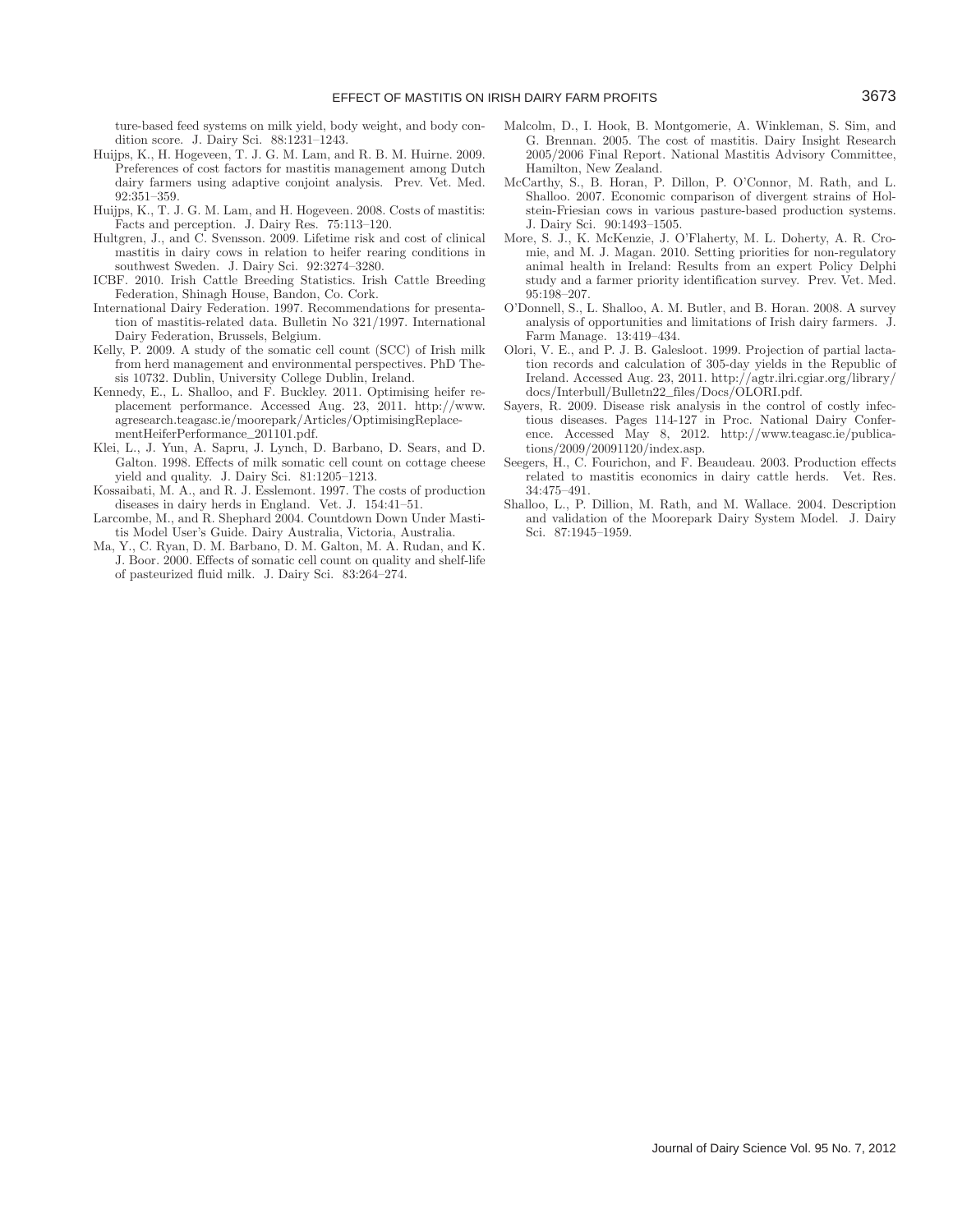ture-based feed systems on milk yield, body weight, and body condition score. J. Dairy Sci. 88:1231–1243.

Huijps, K., H. Hogeveen, T. J. G. M. Lam, and R. B. M. Huirne. 2009. Preferences of cost factors for mastitis management among Dutch dairy farmers using adaptive conjoint analysis. Prev. Vet. Med. 92:351–359.

Huijps, K., T. J. G. M. Lam, and H. Hogeveen. 2008. Costs of mastitis: Facts and perception. J. Dairy Res. 75:113–120.

Hultgren, J., and C. Svensson. 2009. Lifetime risk and cost of clinical mastitis in dairy cows in relation to heifer rearing conditions in southwest Sweden. J. Dairy Sci. 92:3274–3280.

ICBF. 2010. Irish Cattle Breeding Statistics. Irish Cattle Breeding Federation, Shinagh House, Bandon, Co. Cork.

International Dairy Federation. 1997. Recommendations for presentation of mastitis-related data. Bulletin No 321/1997. International Dairy Federation, Brussels, Belgium.

Kelly, P. 2009. A study of the somatic cell count (SCC) of Irish milk from herd management and environmental perspectives. PhD Thesis 10732. Dublin, University College Dublin, Ireland.

Kennedy, E., L. Shalloo, and F. Buckley. 2011. Optimising heifer replacement performance. Accessed Aug. 23, 2011. http://www.agresearch.teagasc.ie/moorepark/Articles/OptimisingReplacementHeiferPerformance_201101.pdf.

Klei, L., J. Yun, A. Sapru, J. Lynch, D. Barbano, D. Sears, and D. Galton. 1998. Effects of milk somatic cell count on cottage cheese yield and quality. J. Dairy Sci. 81:1205–1213.

Kossaibati, M. A., and R. J. Esslemont. 1997. The costs of production diseases in dairy herds in England. Vet. J. 154:41–51.

Larcombe, M., and R. Shephard 2004. Countdown Down Under Mastitis Model User's Guide. Dairy Australia, Victoria, Australia.

Ma, Y., C. Ryan, D. M. Barbano, D. M. Galton, M. A. Rudan, and K. J. Boor. 2000. Effects of somatic cell count on quality and shelf-life of pasteurized fluid milk. J. Dairy Sci. 83:264–274.

Malcolm, D., I. Hook, B. Montgomerie, A. Winkleman, S. Sim, and G. Brennan. 2005. The cost of mastitis. Dairy Insight Research 2005/2006 Final Report. National Mastitis Advisory Committee, Hamilton, New Zealand.

McCarthy, S., B. Horan, P. Dillon, P. O'Connor, M. Rath, and L. Shalloo. 2007. Economic comparison of divergent strains of Holstein-Friesian cows in various pasture-based production systems. J. Dairy Sci. 90:1493–1505.

More, S. J., K. McKenzie, J. O'Flaherty, M. L. Doherty, A. R. Cromie, and M. J. Magan. 2010. Setting priorities for non-regulatory animal health in Ireland: Results from an expert Policy Delphi study and a farmer priority identification survey. Prev. Vet. Med. 95:198–207.

O'Donnell, S., L. Shalloo, A. M. Butler, and B. Horan. 2008. A survey analysis of opportunities and limitations of Irish dairy farmers. J. Farm Manage. 13:419–434.

Olori, V. E., and P. J. B. Galesloot. 1999. Projection of partial lactation records and calculation of 305-day yields in the Republic of Ireland. Accessed Aug. 23, 2011. http://agtr.ilri.cgiar.org/library/docs/Interbull/Bulletn22_files/Docs/OLORI.pdf.

Sayers, R. 2009. Disease risk analysis in the control of costly infectious diseases. Pages 114-127 in Proc. National Dairy Conference. Accessed May 8, 2012. http://www.teagasc.ie/publications/2009/20091120/index.asp.

Seegers, H., C. Fourichon, and F. Beaudeau. 2003. Production effects related to mastitis economics in dairy cattle herds. Vet. Res. 34:475–491.

Shalloo, L., P. Dillion, M. Rath, and M. Wallace. 2004. Description and validation of the Moorepark Dairy System Model. J. Dairy Sci. 87:1945–1959.